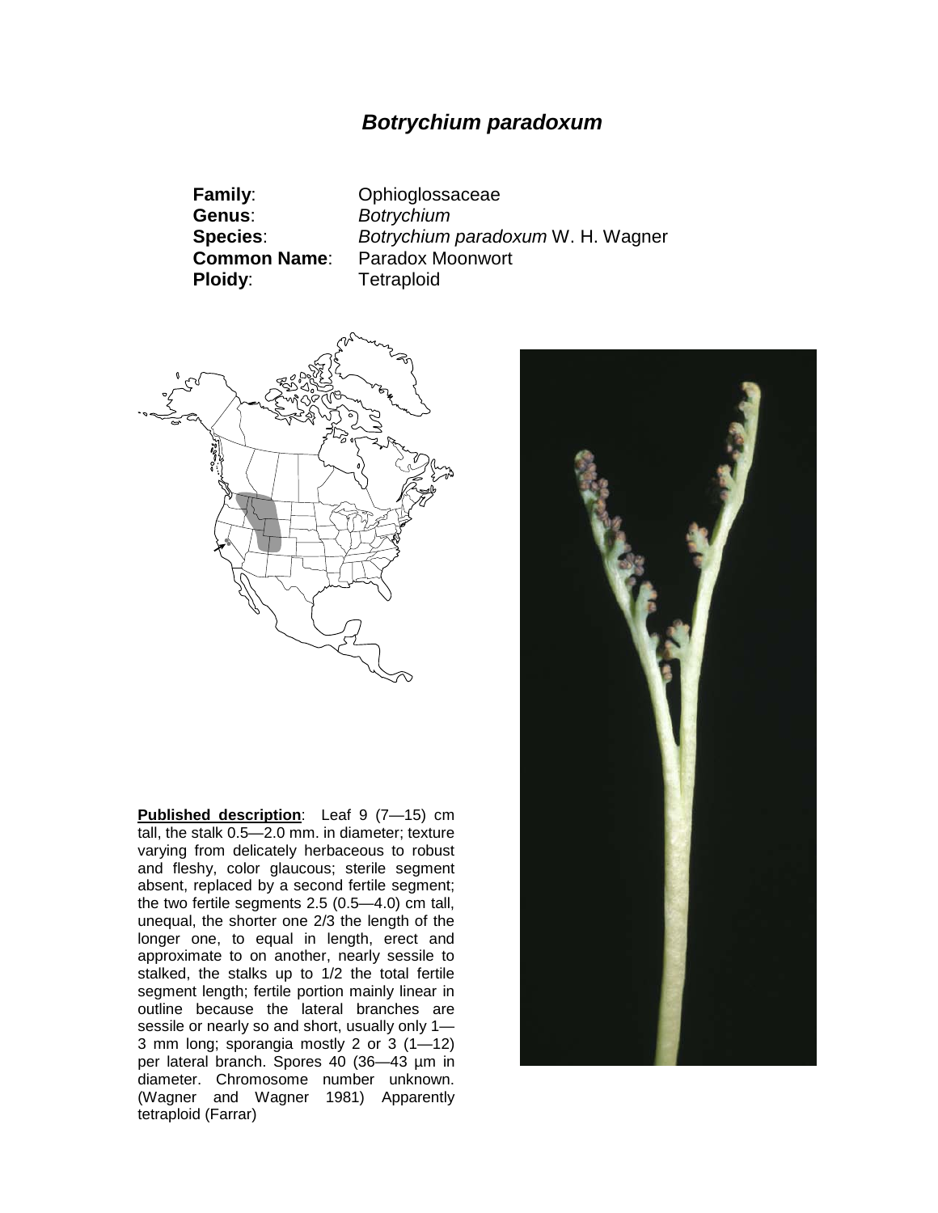# *Botrychium paradoxum*

**Family**: Ophioglossaceae
**Genus**: *Botrychium*
**Species**: *Botrychium paradoxum* W. H. Wagner
**Common Name**: Paradox Moonwort
**Ploidy**: Tetraploid

**Published description**: Leaf 9 (7—15) cm tall, the stalk 0.5—2.0 mm. in diameter; texture varying from delicately herbaceous to robust and fleshy, color glaucous; sterile segment absent, replaced by a second fertile segment; the two fertile segments 2.5 (0.5—4.0) cm tall, unequal, the shorter one 2/3 the length of the longer one, to equal in length, erect and approximate to on another, nearly sessile to stalked, the stalks up to 1/2 the total fertile segment length; fertile portion mainly linear in outline because the lateral branches are sessile or nearly so and short, usually only 1—3 mm long; sporangia mostly 2 or 3 (1—12) per lateral branch. Spores 40 (36—43 µm in diameter. Chromosome number unknown. (Wagner and Wagner 1981) Apparently tetraploid (Farrar)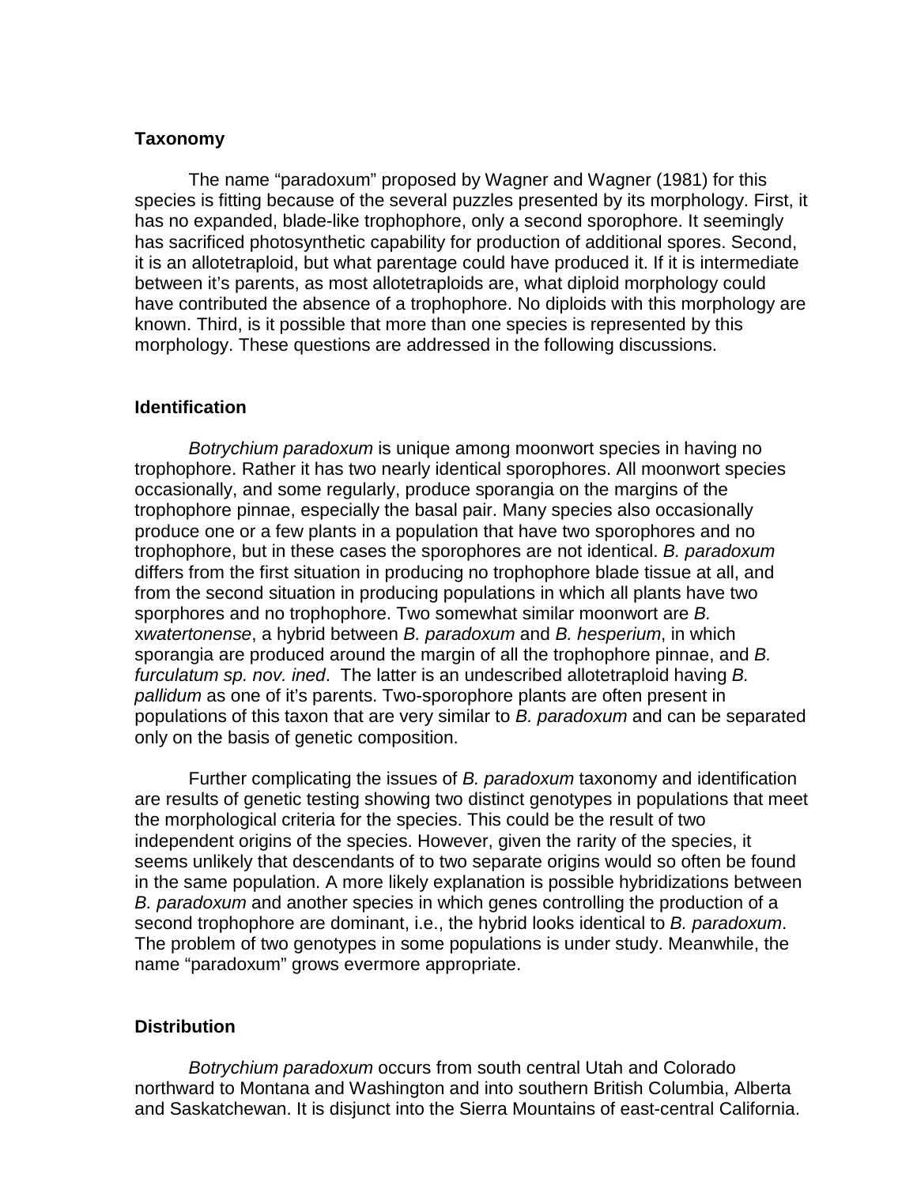## Taxonomy

The name "paradoxum" proposed by Wagner and Wagner (1981) for this species is fitting because of the several puzzles presented by its morphology. First, it has no expanded, blade-like trophophore, only a second sporophore. It seemingly has sacrificed photosynthetic capability for production of additional spores. Second, it is an allotetraploid, but what parentage could have produced it. If it is intermediate between it's parents, as most allotetraploids are, what diploid morphology could have contributed the absence of a trophophore. No diploids with this morphology are known. Third, is it possible that more than one species is represented by this morphology. These questions are addressed in the following discussions.

## Identification

*Botrychium paradoxum* is unique among moonwort species in having no trophophore. Rather it has two nearly identical sporophores. All moonwort species occasionally, and some regularly, produce sporangia on the margins of the trophophore pinnae, especially the basal pair. Many species also occasionally produce one or a few plants in a population that have two sporophores and no trophophore, but in these cases the sporophores are not identical. *B. paradoxum* differs from the first situation in producing no trophophore blade tissue at all, and from the second situation in producing populations in which all plants have two sporphores and no trophophore. Two somewhat similar moonwort are *B.* x*watertonense*, a hybrid between *B. paradoxum* and *B. hesperium*, in which sporangia are produced around the margin of all the trophophore pinnae, and *B. furculatum sp. nov. ined*. The latter is an undescribed allotetraploid having *B. pallidum* as one of it's parents. Two-sporophore plants are often present in populations of this taxon that are very similar to *B. paradoxum* and can be separated only on the basis of genetic composition.

Further complicating the issues of *B. paradoxum* taxonomy and identification are results of genetic testing showing two distinct genotypes in populations that meet the morphological criteria for the species. This could be the result of two independent origins of the species. However, given the rarity of the species, it seems unlikely that descendants of to two separate origins would so often be found in the same population. A more likely explanation is possible hybridizations between *B. paradoxum* and another species in which genes controlling the production of a second trophophore are dominant, i.e., the hybrid looks identical to *B. paradoxum*. The problem of two genotypes in some populations is under study. Meanwhile, the name "paradoxum" grows evermore appropriate.

## Distribution

*Botrychium paradoxum* occurs from south central Utah and Colorado northward to Montana and Washington and into southern British Columbia, Alberta and Saskatchewan. It is disjunct into the Sierra Mountains of east-central California.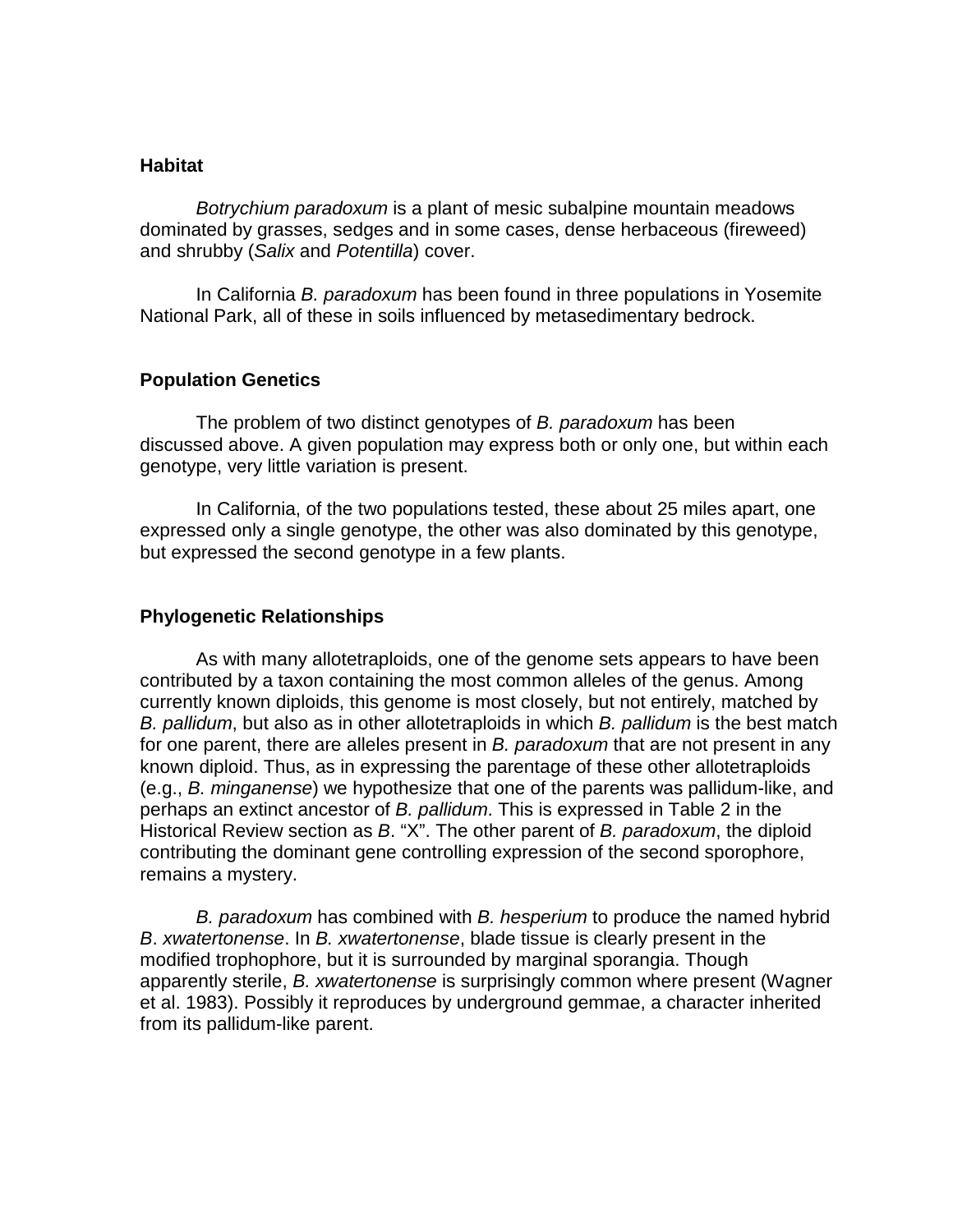## Habitat

*Botrychium paradoxum* is a plant of mesic subalpine mountain meadows dominated by grasses, sedges and in some cases, dense herbaceous (fireweed) and shrubby (*Salix* and *Potentilla*) cover.

In California *B. paradoxum* has been found in three populations in Yosemite National Park, all of these in soils influenced by metasedimentary bedrock.

## Population Genetics

The problem of two distinct genotypes of *B. paradoxum* has been discussed above. A given population may express both or only one, but within each genotype, very little variation is present.

In California, of the two populations tested, these about 25 miles apart, one expressed only a single genotype, the other was also dominated by this genotype, but expressed the second genotype in a few plants.

## Phylogenetic Relationships

As with many allotetraploids, one of the genome sets appears to have been contributed by a taxon containing the most common alleles of the genus. Among currently known diploids, this genome is most closely, but not entirely, matched by *B. pallidum*, but also as in other allotetraploids in which *B. pallidum* is the best match for one parent, there are alleles present in *B. paradoxum* that are not present in any known diploid. Thus, as in expressing the parentage of these other allotetraploids (e.g., *B. minganense*) we hypothesize that one of the parents was pallidum-like, and perhaps an extinct ancestor of *B. pallidum*. This is expressed in Table 2 in the Historical Review section as *B*. "X". The other parent of *B. paradoxum*, the diploid contributing the dominant gene controlling expression of the second sporophore, remains a mystery.

*B. paradoxum* has combined with *B. hesperium* to produce the named hybrid *B*. *xwatertonense*. In *B. xwatertonense*, blade tissue is clearly present in the modified trophophore, but it is surrounded by marginal sporangia. Though apparently sterile, *B. xwatertonense* is surprisingly common where present (Wagner et al. 1983). Possibly it reproduces by underground gemmae, a character inherited from its pallidum-like parent.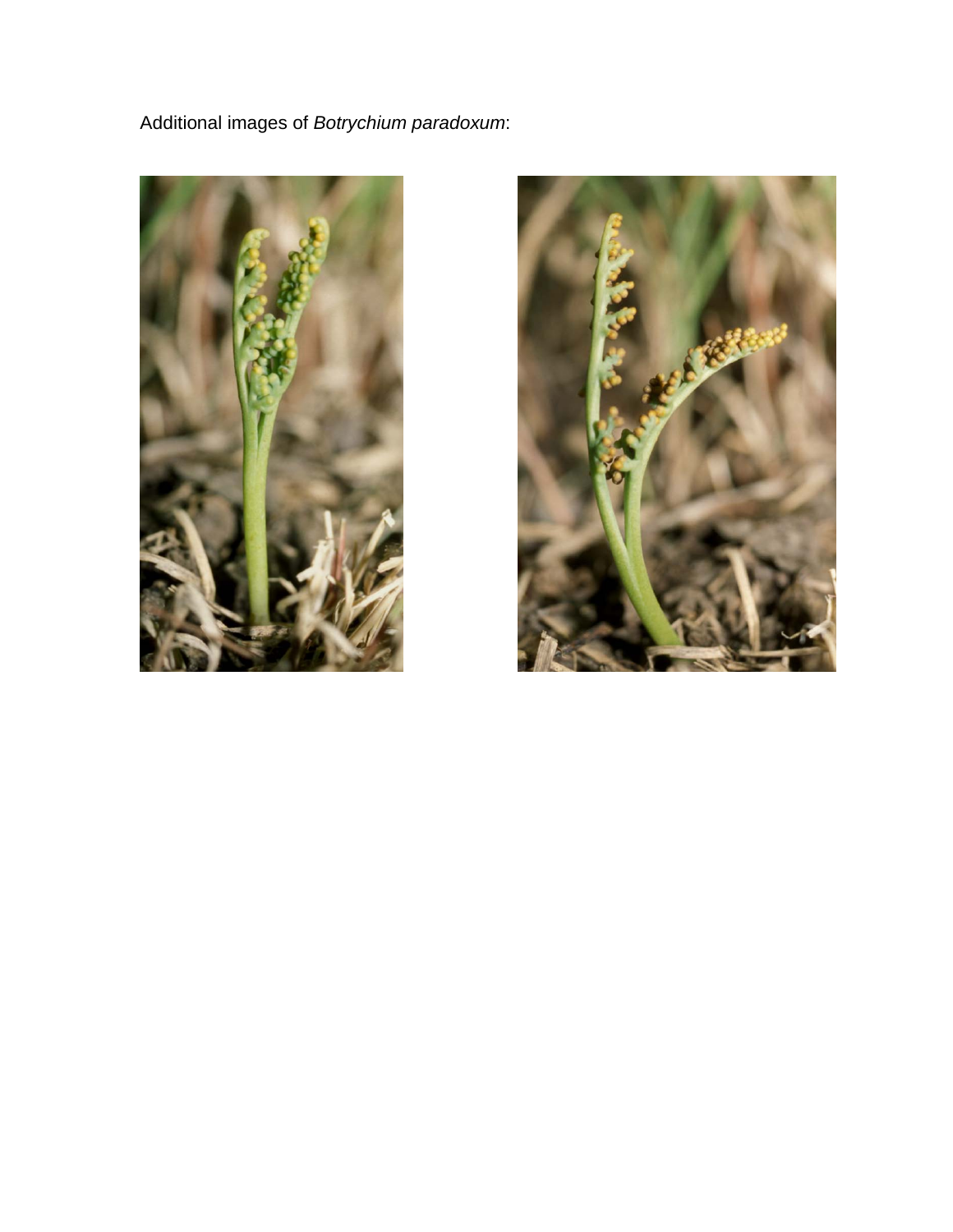Additional images of *Botrychium paradoxum*: